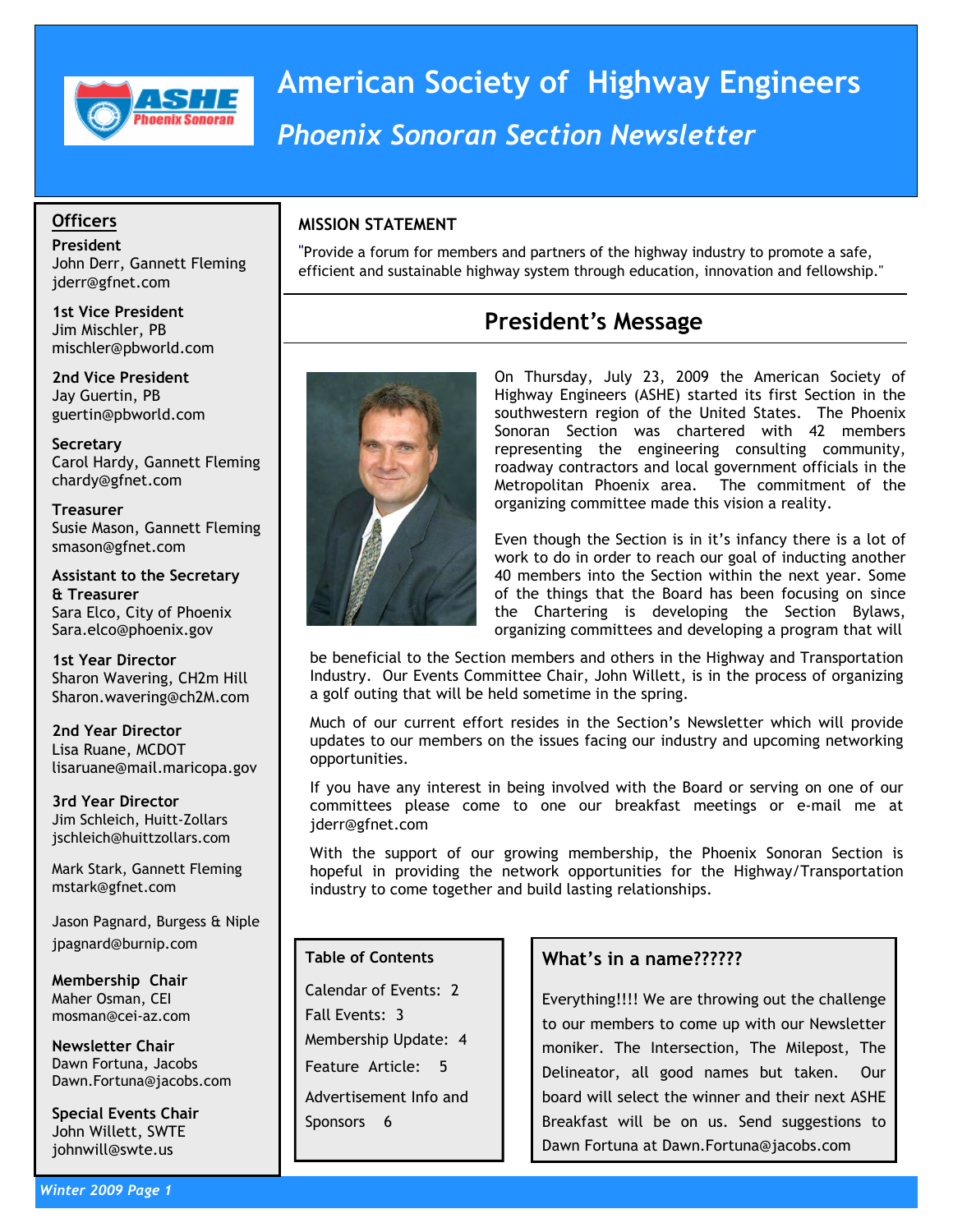# American Society of Highway Engineers

## *Phoenix Sonoran Section Newsletter*

### MISSION STATEMENT

"Provide a forum for members and partners of the highway industry to promote a safe, efficient and sustainable highway system through education, innovation and fellowship."

## President's Message

On Thursday, July 23, 2009 the American Society of Highway Engineers (ASHE) started its first Section in the southwestern region of the United States. The Phoenix Sonoran Section was chartered with 42 members representing the engineering consulting community, roadway contractors and local government officials in the Metropolitan Phoenix area. The commitment of the organizing committee made this vision a reality.

Even though the Section is in it's infancy there is a lot of work to do in order to reach our goal of inducting another 40 members into the Section within the next year. Some of the things that the Board has been focusing on since the Chartering is developing the Section Bylaws, organizing committees and developing a program that will be beneficial to the Section members and others in the Highway and Transportation Industry. Our Events Committee Chair, John Willett, is in the process of organizing a golf outing that will be held sometime in the spring.

Much of our current effort resides in the Section's Newsletter which will provide updates to our members on the issues facing our industry and upcoming networking opportunities.

If you have any interest in being involved with the Board or serving on one of our committees please come to one our breakfast meetings or e-mail me at jderr@gfnet.com

With the support of our growing membership, the Phoenix Sonoran Section is hopeful in providing the network opportunities for the Highway/Transportation industry to come together and build lasting relationships.

### Officers

**President**
John Derr, Gannett Fleming
jderr@gfnet.com

**1st Vice President**
Jim Mischler, PB
mischler@pbworld.com

**2nd Vice President**
Jay Guertin, PB
guertin@pbworld.com

**Secretary**
Carol Hardy, Gannett Fleming
chardy@gfnet.com

**Treasurer**
Susie Mason, Gannett Fleming
smason@gfnet.com

**Assistant to the Secretary & Treasurer**
Sara Elco, City of Phoenix
Sara.elco@phoenix.gov

**1st Year Director**
Sharon Wavering, CH2m Hill
Sharon.wavering@ch2M.com

**2nd Year Director**
Lisa Ruane, MCDOT
lisaruane@mail.maricopa.gov

**3rd Year Director**
Jim Schleich, Huitt-Zollars
jschleich@huittzollars.com

Mark Stark, Gannett Fleming
mstark@gfnet.com

Jason Pagnard, Burgess & Niple
jpagnard@burnip.com

**Membership Chair**
Maher Osman, CEI
mosman@cei-az.com

**Newsletter Chair**
Dawn Fortuna, Jacobs
Dawn.Fortuna@jacobs.com

**Special Events Chair**
John Willett, SWTE
johnwill@swte.us

### Table of Contents

Calendar of Events: 2
Fall Events: 3
Membership Update: 4
Feature Article: 5
Advertisement Info and Sponsors 6

### What's in a name??????

Everything!!!! We are throwing out the challenge to our members to come up with our Newsletter moniker. The Intersection, The Milepost, The Delineator, all good names but taken. Our board will select the winner and their next ASHE Breakfast will be on us. Send suggestions to Dawn Fortuna at Dawn.Fortuna@jacobs.com

*Winter 2009*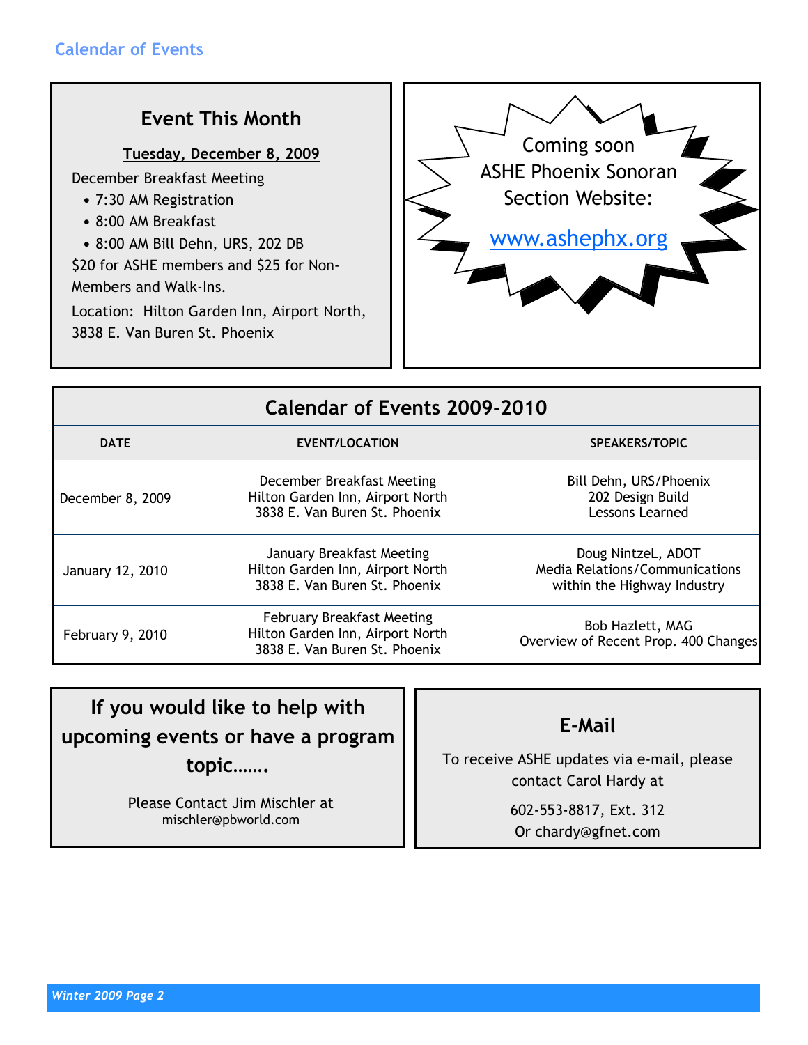## Calendar of Events

### Event This Month

**Tuesday, December 8, 2009**

December Breakfast Meeting

- 7:30 AM Registration
- 8:00 AM Breakfast
- 8:00 AM Bill Dehn, URS, 202 DB

$20 for ASHE members and $25 for Non-Members and Walk-Ins.

Location: Hilton Garden Inn, Airport North, 3838 E. Van Buren St. Phoenix

Coming soon
ASHE Phoenix Sonoran Section Website:

www.ashephx.org

### Calendar of Events 2009-2010

| DATE | EVENT/LOCATION | SPEAKERS/TOPIC |
|---|---|---|
| December 8, 2009 | December Breakfast Meeting<br>Hilton Garden Inn, Airport North<br>3838 E. Van Buren St. Phoenix | Bill Dehn, URS/Phoenix<br>202 Design Build<br>Lessons Learned |
| January 12, 2010 | January Breakfast Meeting<br>Hilton Garden Inn, Airport North<br>3838 E. Van Buren St. Phoenix | Doug NintzeL, ADOT<br>Media Relations/Communications<br>within the Highway Industry |
| February 9, 2010 | February Breakfast Meeting<br>Hilton Garden Inn, Airport North<br>3838 E. Van Buren St. Phoenix | Bob Hazlett, MAG<br>Overview of Recent Prop. 400 Changes |

### If you would like to help with upcoming events or have a program topic…….

Please Contact Jim Mischler at
mischler@pbworld.com

### E-Mail

To receive ASHE updates via e-mail, please contact Carol Hardy at

602-553-8817, Ext. 312
Or chardy@gfnet.com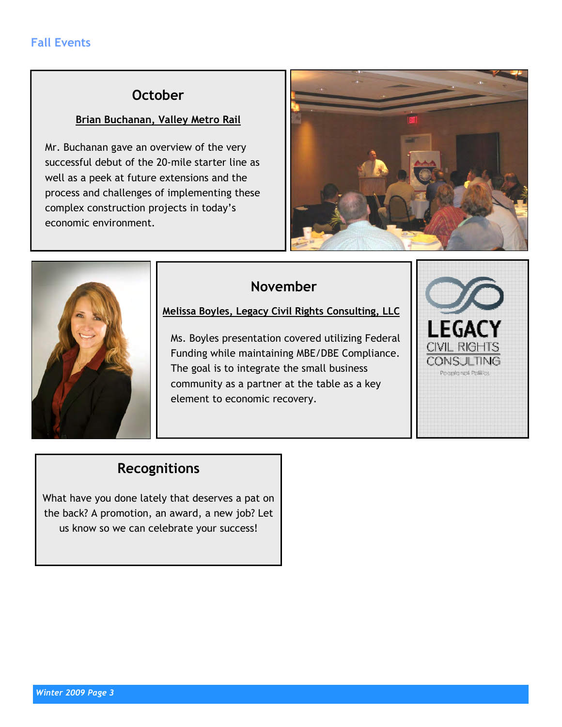## Fall Events

### October

**Brian Buchanan, Valley Metro Rail**

Mr. Buchanan gave an overview of the very successful debut of the 20-mile starter line as well as a peek at future extensions and the process and challenges of implementing these complex construction projects in today's economic environment.

### November

**Melissa Boyles, Legacy Civil Rights Consulting, LLC**

Ms. Boyles presentation covered utilizing Federal Funding while maintaining MBE/DBE Compliance. The goal is to integrate the small business community as a partner at the table as a key element to economic recovery.

### Recognitions

What have you done lately that deserves a pat on the back? A promotion, an award, a new job? Let us know so we can celebrate your success!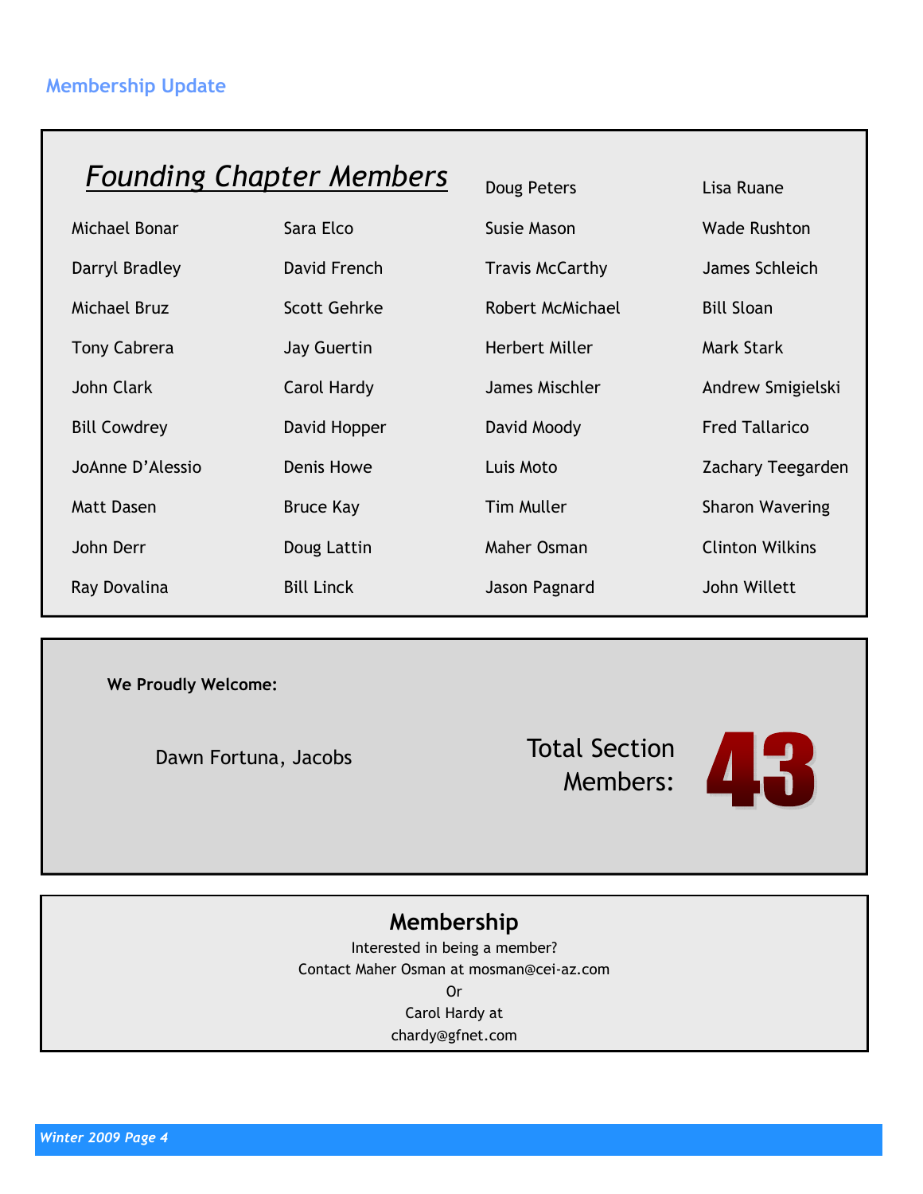## Membership Update

### *Founding Chapter Members*

- Michael Bonar
- Darryl Bradley
- Michael Bruz
- Tony Cabrera
- John Clark
- Bill Cowdrey
- JoAnne D'Alessio
- Matt Dasen
- John Derr
- Ray Dovalina
- Sara Elco
- David French
- Scott Gehrke
- Jay Guertin
- Carol Hardy
- David Hopper
- Denis Howe
- Bruce Kay
- Doug Lattin
- Bill Linck
- Doug Peters
- Susie Mason
- Travis McCarthy
- Robert McMichael
- Herbert Miller
- James Mischler
- David Moody
- Luis Moto
- Tim Muller
- Maher Osman
- Jason Pagnard
- Lisa Ruane
- Wade Rushton
- James Schleich
- Bill Sloan
- Mark Stark
- Andrew Smigielski
- Fred Tallarico
- Zachary Teegarden
- Sharon Wavering
- Clinton Wilkins
- John Willett

**We Proudly Welcome:**

Dawn Fortuna, Jacobs

Total Section Members: **43**

## Membership

Interested in being a member?
Contact Maher Osman at mosman@cei-az.com
Or
Carol Hardy at
chardy@gfnet.com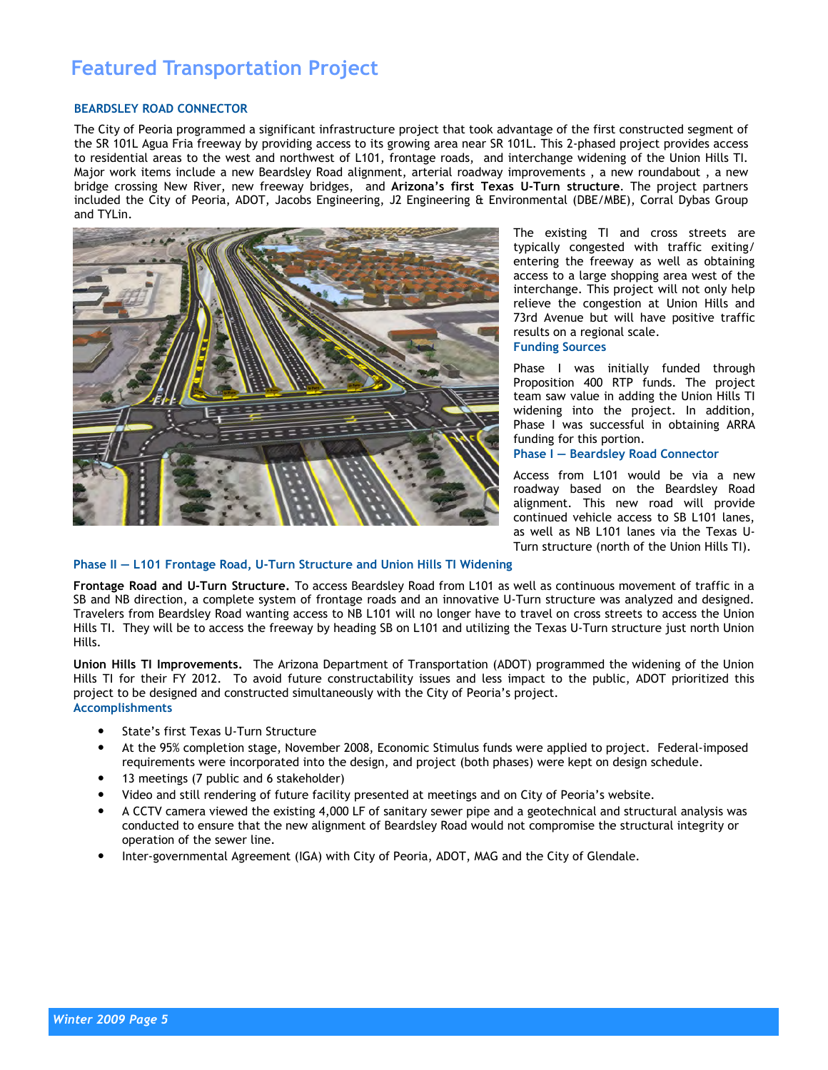# Featured Transportation Project

### BEARDSLEY ROAD CONNECTOR

The City of Peoria programmed a significant infrastructure project that took advantage of the first constructed segment of the SR 101L Agua Fria freeway by providing access to its growing area near SR 101L. This 2-phased project provides access to residential areas to the west and northwest of L101, frontage roads, and interchange widening of the Union Hills TI. Major work items include a new Beardsley Road alignment, arterial roadway improvements , a new roundabout , a new bridge crossing New River, new freeway bridges, and **Arizona's first Texas U-Turn structure**. The project partners included the City of Peoria, ADOT, Jacobs Engineering, J2 Engineering & Environmental (DBE/MBE), Corral Dybas Group and TYLin.

The existing TI and cross streets are typically congested with traffic exiting/ entering the freeway as well as obtaining access to a large shopping area west of the interchange. This project will not only help relieve the congestion at Union Hills and 73rd Avenue but will have positive traffic results on a regional scale.

### Funding Sources

Phase I was initially funded through Proposition 400 RTP funds. The project team saw value in adding the Union Hills TI widening into the project. In addition, Phase I was successful in obtaining ARRA funding for this portion.

### Phase I — Beardsley Road Connector

Access from L101 would be via a new roadway based on the Beardsley Road alignment. This new road will provide continued vehicle access to SB L101 lanes, as well as NB L101 lanes via the Texas U-Turn structure (north of the Union Hills TI).

### Phase II — L101 Frontage Road, U-Turn Structure and Union Hills TI Widening

**Frontage Road and U-Turn Structure.** To access Beardsley Road from L101 as well as continuous movement of traffic in a SB and NB direction, a complete system of frontage roads and an innovative U-Turn structure was analyzed and designed. Travelers from Beardsley Road wanting access to NB L101 will no longer have to travel on cross streets to access the Union Hills TI. They will be to access the freeway by heading SB on L101 and utilizing the Texas U-Turn structure just north Union Hills.

**Union Hills TI Improvements.** The Arizona Department of Transportation (ADOT) programmed the widening of the Union Hills TI for their FY 2012. To avoid future constructability issues and less impact to the public, ADOT prioritized this project to be designed and constructed simultaneously with the City of Peoria's project.

### Accomplishments

- State's first Texas U-Turn Structure
- At the 95% completion stage, November 2008, Economic Stimulus funds were applied to project. Federal-imposed requirements were incorporated into the design, and project (both phases) were kept on design schedule.
- 13 meetings (7 public and 6 stakeholder)
- Video and still rendering of future facility presented at meetings and on City of Peoria's website.
- A CCTV camera viewed the existing 4,000 LF of sanitary sewer pipe and a geotechnical and structural analysis was conducted to ensure that the new alignment of Beardsley Road would not compromise the structural integrity or operation of the sewer line.
- Inter-governmental Agreement (IGA) with City of Peoria, ADOT, MAG and the City of Glendale.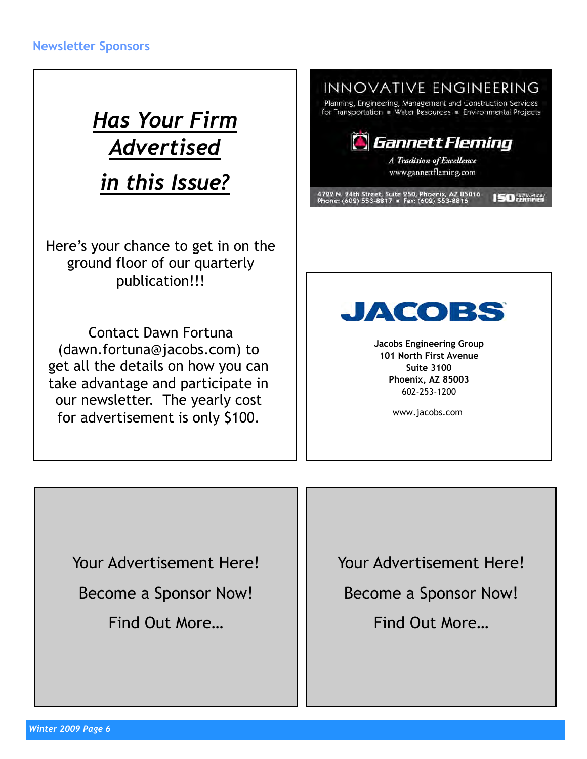## Newsletter Sponsors

***Has Your Firm Advertised in this Issue?***

Here's your chance to get in on the ground floor of our quarterly publication!!!

Contact Dawn Fortuna (dawn.fortuna@jacobs.com) to get all the details on how you can take advantage and participate in our newsletter. The yearly cost for advertisement is only $100.

INNOVATIVE ENGINEERING

Planning, Engineering, Management and Construction Services for Transportation ▪ Water Resources ▪ Environmental Projects

**Gannett Fleming**

*A Tradition of Excellence*

www.gannettfleming.com

4722 N. 24th Street, Suite 250, Phoenix, AZ 85016
Phone: (602) 553-8817 ▪ Fax: (602) 553-8816

ISO 9001:2000 CERTIFIED

**JACOBS**

**Jacobs Engineering Group**
**101 North First Avenue**
**Suite 3100**
**Phoenix, AZ 85003**
602-253-1200

www.jacobs.com

Your Advertisement Here!

Become a Sponsor Now!

Find Out More…

Your Advertisement Here!

Become a Sponsor Now!

Find Out More…